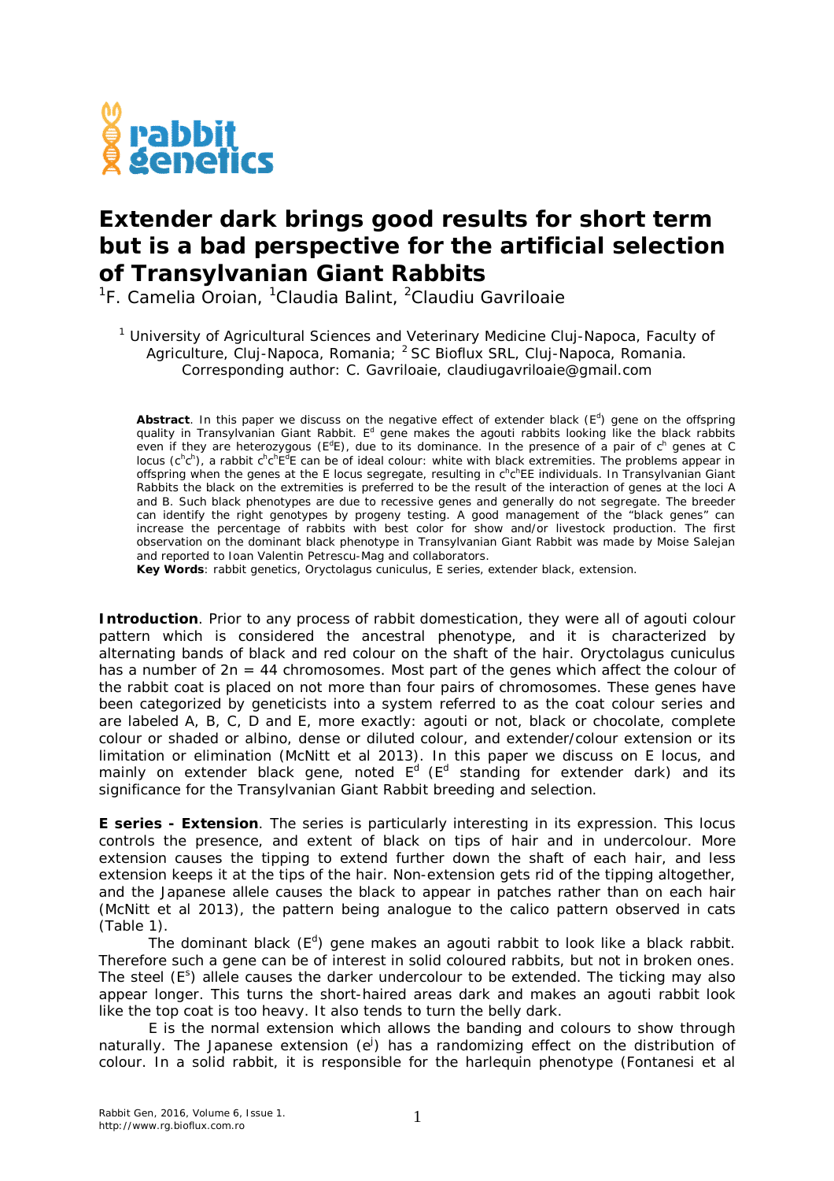# Extender dark brings good results for short term but is a bad perspective for the artificial selection of Transylvanian Giant Rabbits

[1]F. Camelia Oroian, [1]Claudia Balint, [2]Claudiu Gavriloaie

[1] University of Agricultural Sciences and Veterinary Medicine Cluj-Napoca, Faculty of Agriculture, Cluj-Napoca, Romania; [2] SC Bioflux SRL, Cluj-Napoca, Romania. Corresponding author: C. Gavriloaie, claudiugavriloaie@gmail.com

**Abstract**. In this paper we discuss on the negative effect of extender black ($E^d$) gene on the offspring quality in Transylvanian Giant Rabbit. $E^d$ gene makes the agouti rabbits looking like the black rabbits even if they are heterozygous ($E^dE$), due to its dominance. In the presence of a pair of $c^h$ genes at C locus ($c^hc^h$), a rabbit $c^hc^hE^dE$ can be of ideal colour: white with black extremities. The problems appear in offspring when the genes at the E locus segregate, resulting in $c^hc^hEE$ individuals. In Transylvanian Giant Rabbits the black on the extremities is preferred to be the result of the interaction of genes at the loci A and B. Such black phenotypes are due to recessive genes and generally do not segregate. The breeder can identify the right genotypes by progeny testing. A good management of the "black genes" can increase the percentage of rabbits with best color for show and/or livestock production. The first observation on the dominant black phenotype in Transylvanian Giant Rabbit was made by Moise Salejan and reported to Ioan Valentin Petrescu-Mag and collaborators.

**Key Words**: rabbit genetics, *Oryctolagus cuniculus*, E series, extender black, extension.

**Introduction**. Prior to any process of rabbit domestication, they were all of agouti colour pattern which is considered the ancestral phenotype, and it is characterized by alternating bands of black and red colour on the shaft of the hair. *Oryctolagus cuniculus* has a number of 2n = 44 chromosomes. Most part of the genes which affect the colour of the rabbit coat is placed on not more than four pairs of chromosomes. These genes have been categorized by geneticists into a system referred to as the coat colour series and are labeled A, B, C, D and E, more exactly: agouti or not, black or chocolate, complete colour or shaded or albino, dense or diluted colour, and extender/colour extension or its limitation or elimination (McNitt et al 2013). In this paper we discuss on E locus, and mainly on extender black gene, noted $E^d$ ($E^d$ standing for extender dark) and its significance for the Transylvanian Giant Rabbit breeding and selection.

**E series - Extension**. The series is particularly interesting in its expression. This locus controls the presence, and extent of black on tips of hair and in undercolour. More extension causes the tipping to extend further down the shaft of each hair, and less extension keeps it at the tips of the hair. Non-extension gets rid of the tipping altogether, and the Japanese allele causes the black to appear in patches rather than on each hair (McNitt et al 2013), the pattern being analogue to the calico pattern observed in cats (Table 1).

The dominant black ($E^d$) gene makes an agouti rabbit to look like a black rabbit. Therefore such a gene can be of interest in solid coloured rabbits, but not in broken ones. The steel ($E^s$) allele causes the darker undercolour to be extended. The ticking may also appear longer. This turns the short-haired areas dark and makes an agouti rabbit look like the top coat is too heavy. It also tends to turn the belly dark.

E is the normal extension which allows the banding and colours to show through naturally. The Japanese extension ($e^j$) has a randomizing effect on the distribution of colour. In a solid rabbit, it is responsible for the harlequin phenotype (Fontanesi et al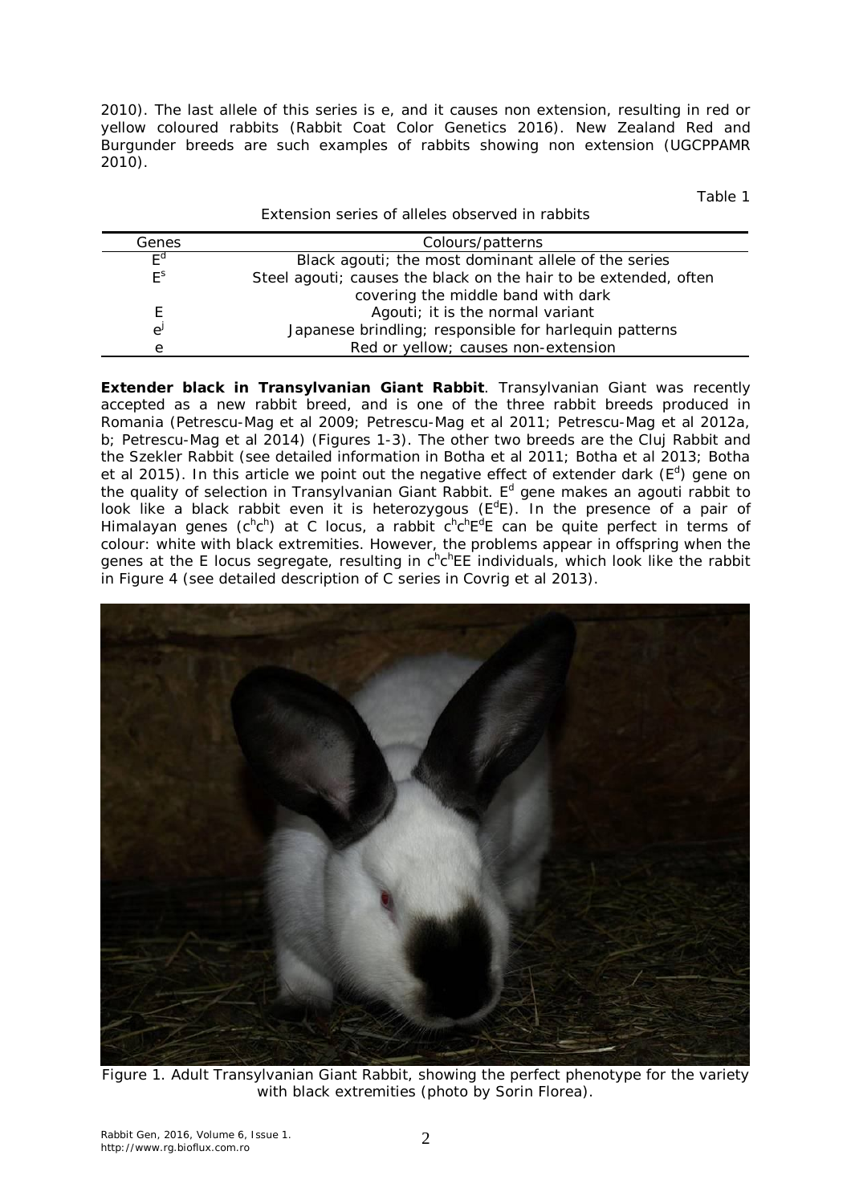2010). The last allele of this series is e, and it causes non extension, resulting in red or yellow coloured rabbits (Rabbit Coat Color Genetics 2016). New Zealand Red and Burgunder breeds are such examples of rabbits showing non extension (UGCPPAMR 2010).

Table 1

Extension series of alleles observed in rabbits

| Genes | Colours/patterns |
|---|---|
| $E^d$ | Black agouti; the most dominant allele of the series |
| $E^s$ | Steel agouti; causes the black on the hair to be extended, often covering the middle band with dark |
| E | Agouti; it is the normal variant |
| $e^j$ | Japanese brindling; responsible for harlequin patterns |
| e | Red or yellow; causes non-extension |

**Extender black in Transylvanian Giant Rabbit**. Transylvanian Giant was recently accepted as a new rabbit breed, and is one of the three rabbit breeds produced in Romania (Petrescu-Mag et al 2009; Petrescu-Mag et al 2011; Petrescu-Mag et al 2012a, b; Petrescu-Mag et al 2014) (Figures 1-3). The other two breeds are the Cluj Rabbit and the Szekler Rabbit (see detailed information in Botha et al 2011; Botha et al 2013; Botha et al 2015). In this article we point out the negative effect of extender dark ($E^d$) gene on the quality of selection in Transylvanian Giant Rabbit. $E^d$ gene makes an agouti rabbit to look like a black rabbit even it is heterozygous ($E^dE$). In the presence of a pair of Himalayan genes ($c^hc^h$) at C locus, a rabbit $c^hc^hE^dE$ can be quite perfect in terms of colour: white with black extremities. However, the problems appear in offspring when the genes at the E locus segregate, resulting in $c^hc^hEE$ individuals, which look like the rabbit in Figure 4 (see detailed description of C series in Covrig et al 2013).

Figure 1. Adult Transylvanian Giant Rabbit, showing the perfect phenotype for the variety with black extremities (photo by Sorin Florea).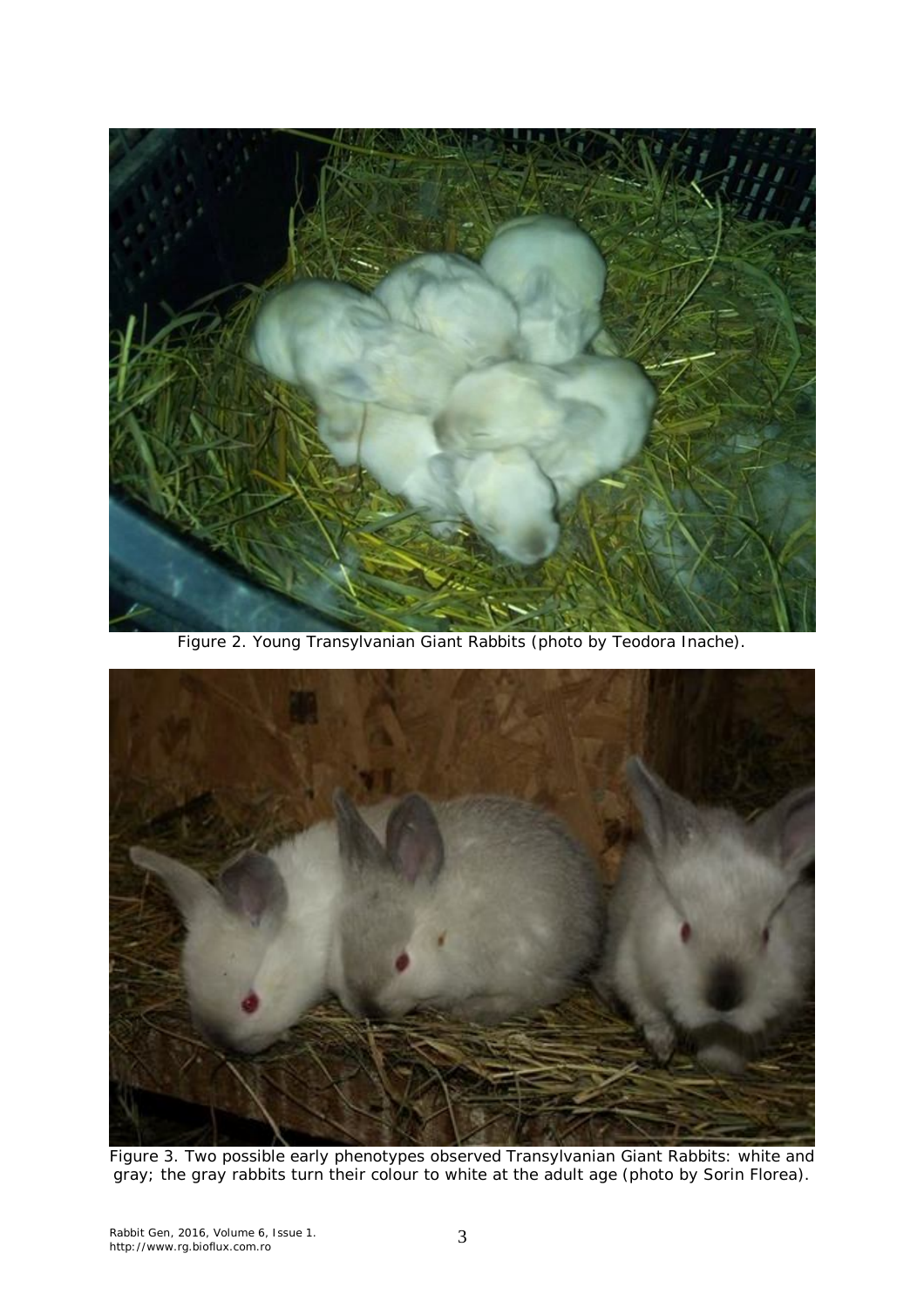Figure 2. Young Transylvanian Giant Rabbits (photo by Teodora Inache).

Figure 3. Two possible early phenotypes observed Transylvanian Giant Rabbits: white and gray; the gray rabbits turn their colour to white at the adult age (photo by Sorin Florea).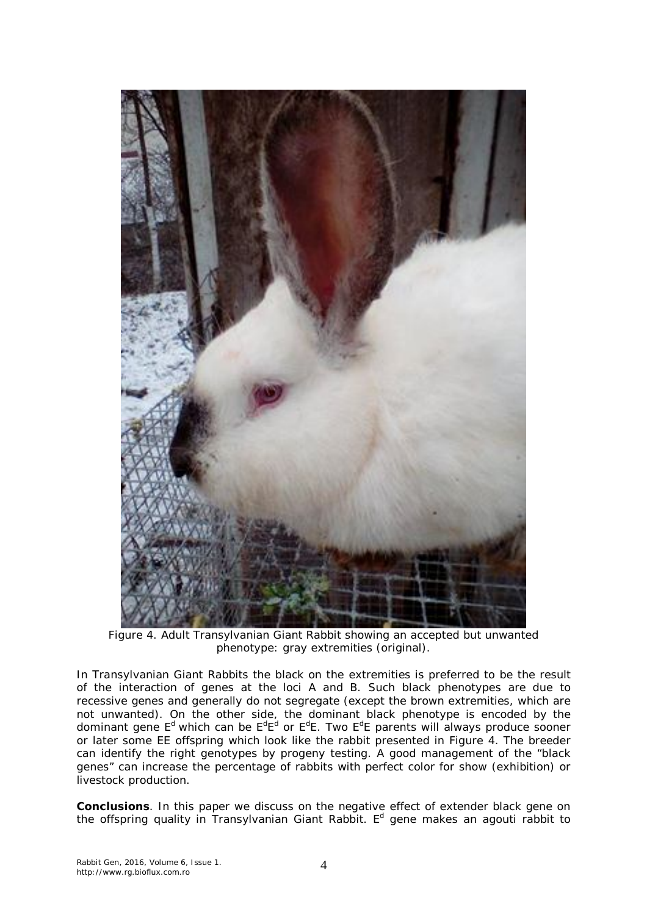Figure 4. Adult Transylvanian Giant Rabbit showing an accepted but unwanted phenotype: gray extremities (original).

In Transylvanian Giant Rabbits the black on the extremities is preferred to be the result of the interaction of genes at the loci A and B. Such black phenotypes are due to recessive genes and generally do not segregate (except the brown extremities, which are not unwanted). On the other side, the dominant black phenotype is encoded by the dominant gene $E^d$ which can be $E^dE^d$ or $E^dE$. Two $E^dE$ parents will always produce sooner or later some EE offspring which look like the rabbit presented in Figure 4. The breeder can identify the right genotypes by progeny testing. A good management of the "black genes" can increase the percentage of rabbits with perfect color for show (exhibition) or livestock production.

**Conclusions**. In this paper we discuss on the negative effect of extender black gene on the offspring quality in Transylvanian Giant Rabbit. $E^d$ gene makes an agouti rabbit to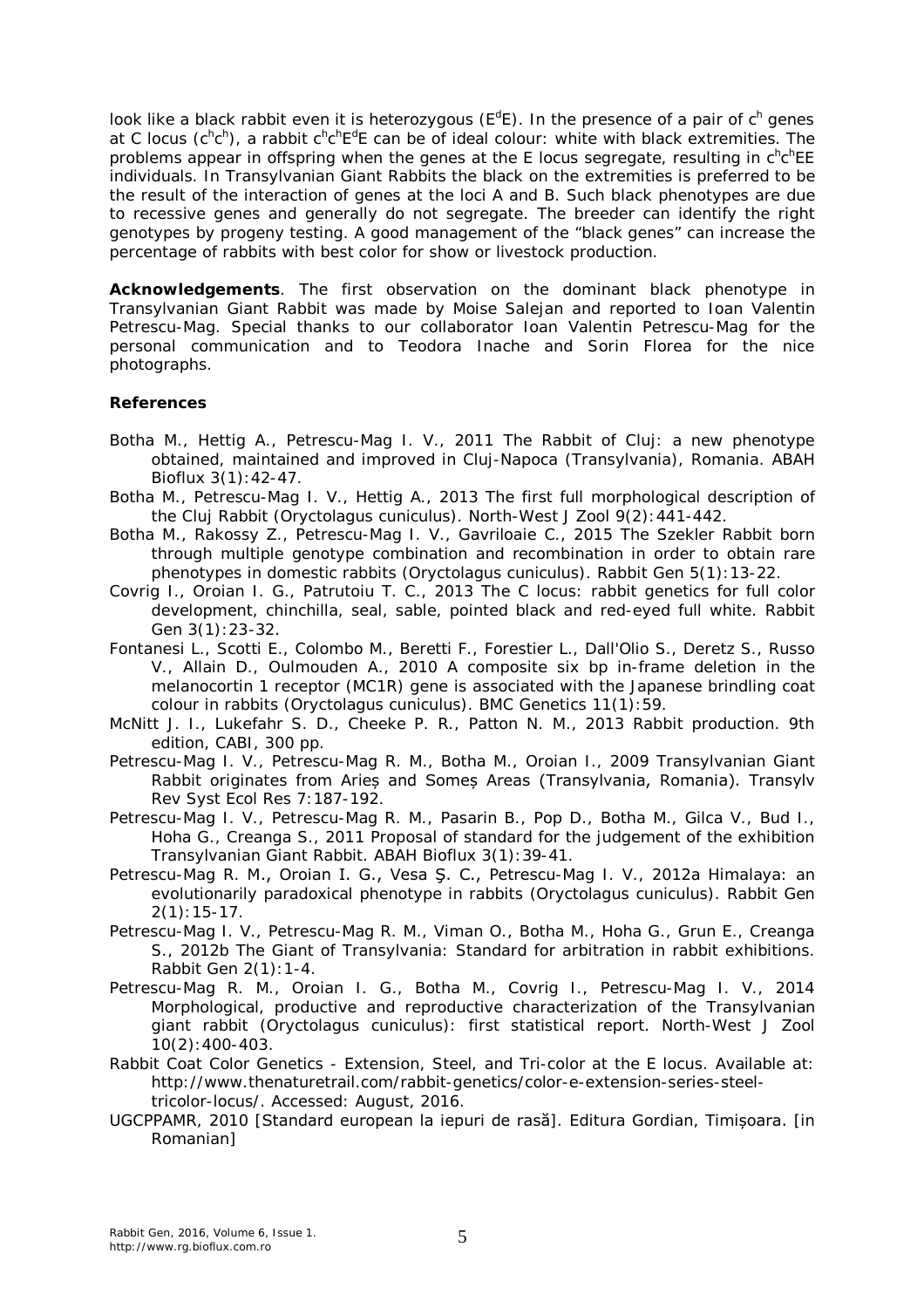look like a black rabbit even it is heterozygous ($E^dE$). In the presence of a pair of $c^h$ genes at C locus ($c^hc^h$), a rabbit $c^hc^hE^dE$ can be of ideal colour: white with black extremities. The problems appear in offspring when the genes at the E locus segregate, resulting in $c^hc^hEE$ individuals. In Transylvanian Giant Rabbits the black on the extremities is preferred to be the result of the interaction of genes at the loci A and B. Such black phenotypes are due to recessive genes and generally do not segregate. The breeder can identify the right genotypes by progeny testing. A good management of the "black genes" can increase the percentage of rabbits with best color for show or livestock production.

**Acknowledgements**. The first observation on the dominant black phenotype in Transylvanian Giant Rabbit was made by Moise Salejan and reported to Ioan Valentin Petrescu-Mag. Special thanks to our collaborator Ioan Valentin Petrescu-Mag for the personal communication and to Teodora Inache and Sorin Florea for the nice photographs.

**References**

Botha M., Hettig A., Petrescu-Mag I. V., 2011 The Rabbit of Cluj: a new phenotype obtained, maintained and improved in Cluj-Napoca (Transylvania), Romania. ABAH Bioflux 3(1):42-47.

Botha M., Petrescu-Mag I. V., Hettig A., 2013 The first full morphological description of the Cluj Rabbit (Oryctolagus cuniculus). North-West J Zool 9(2):441-442.

Botha M., Rakossy Z., Petrescu-Mag I. V., Gavriloaie C., 2015 The Szekler Rabbit born through multiple genotype combination and recombination in order to obtain rare phenotypes in domestic rabbits (Oryctolagus cuniculus). Rabbit Gen 5(1):13-22.

Covrig I., Oroian I. G., Patrutoiu T. C., 2013 The C locus: rabbit genetics for full color development, chinchilla, seal, sable, pointed black and red-eyed full white. Rabbit Gen 3(1):23-32.

Fontanesi L., Scotti E., Colombo M., Beretti F., Forestier L., Dall'Olio S., Deretz S., Russo V., Allain D., Oulmouden A., 2010 A composite six bp in-frame deletion in the melanocortin 1 receptor (MC1R) gene is associated with the Japanese brindling coat colour in rabbits (Oryctolagus cuniculus). BMC Genetics 11(1):59.

McNitt J. I., Lukefahr S. D., Cheeke P. R., Patton N. M., 2013 Rabbit production. 9th edition, CABI, 300 pp.

Petrescu-Mag I. V., Petrescu-Mag R. M., Botha M., Oroian I., 2009 Transylvanian Giant Rabbit originates from Arieș and Someș Areas (Transylvania, Romania). Transylv Rev Syst Ecol Res 7:187-192.

Petrescu-Mag I. V., Petrescu-Mag R. M., Pasarin B., Pop D., Botha M., Gilca V., Bud I., Hoha G., Creanga S., 2011 Proposal of standard for the judgement of the exhibition Transylvanian Giant Rabbit. ABAH Bioflux 3(1):39-41.

Petrescu-Mag R. M., Oroian I. G., Vesa Ş. C., Petrescu-Mag I. V., 2012a Himalaya: an evolutionarily paradoxical phenotype in rabbits (Oryctolagus cuniculus). Rabbit Gen 2(1):15-17.

Petrescu-Mag I. V., Petrescu-Mag R. M., Viman O., Botha M., Hoha G., Grun E., Creanga S., 2012b The Giant of Transylvania: Standard for arbitration in rabbit exhibitions. Rabbit Gen 2(1):1-4.

Petrescu-Mag R. M., Oroian I. G., Botha M., Covrig I., Petrescu-Mag I. V., 2014 Morphological, productive and reproductive characterization of the Transylvanian giant rabbit (Oryctolagus cuniculus): first statistical report. North-West J Zool 10(2):400-403.

Rabbit Coat Color Genetics - Extension, Steel, and Tri-color at the E locus. Available at: http://www.thenaturetrail.com/rabbit-genetics/color-e-extension-series-steel-tricolor-locus/. Accessed: August, 2016.

UGCPPAMR, 2010 [Standard european la iepuri de rasă]. Editura Gordian, Timișoara. [in Romanian]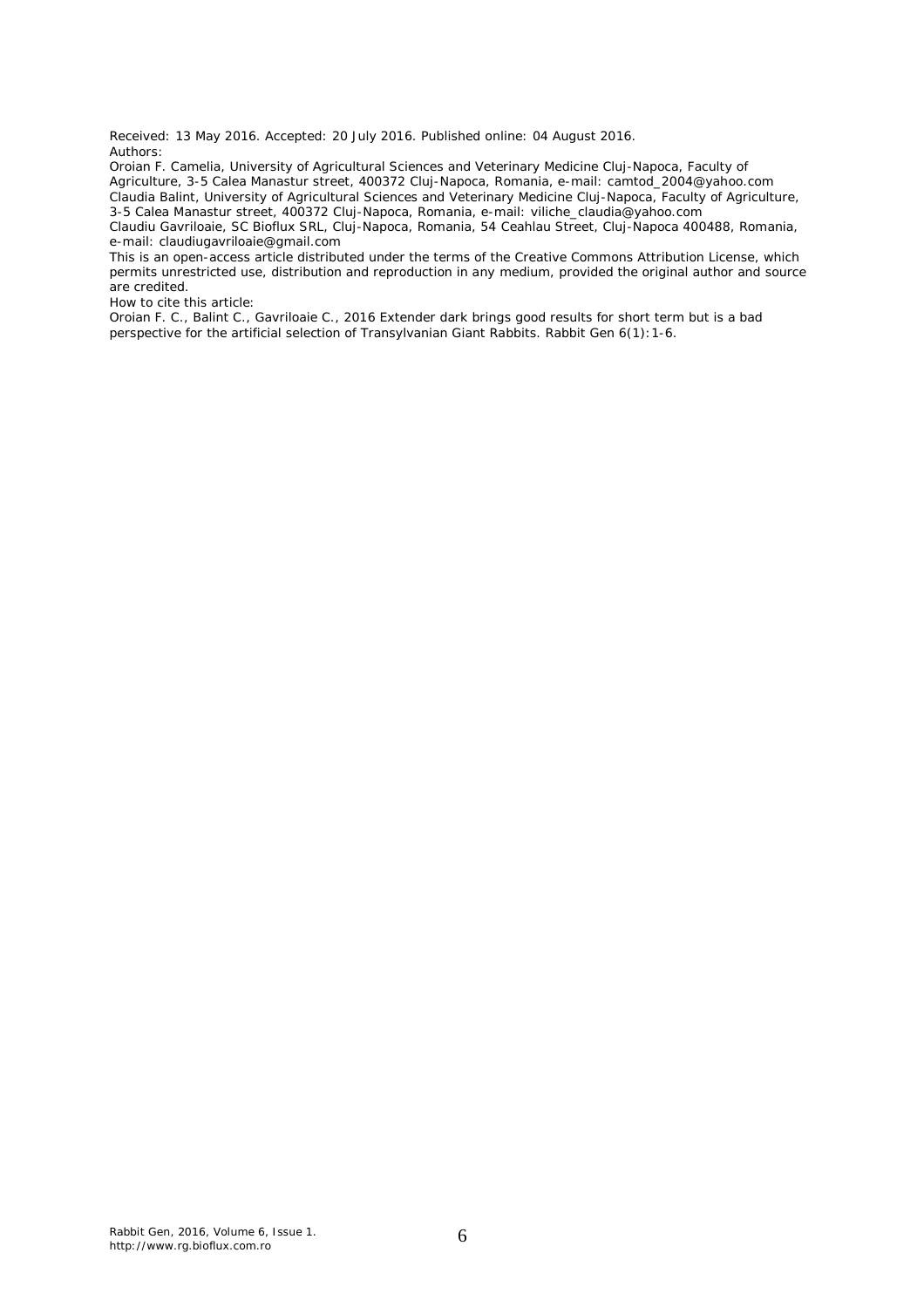Received: 13 May 2016. Accepted: 20 July 2016. Published online: 04 August 2016.
Authors:
Oroian F. Camelia, University of Agricultural Sciences and Veterinary Medicine Cluj-Napoca, Faculty of Agriculture, 3-5 Calea Manastur street, 400372 Cluj-Napoca, Romania, e-mail: camtod_2004@yahoo.com
Claudia Balint, University of Agricultural Sciences and Veterinary Medicine Cluj-Napoca, Faculty of Agriculture, 3-5 Calea Manastur street, 400372 Cluj-Napoca, Romania, e-mail: viliche_claudia@yahoo.com
Claudiu Gavriloaie, SC Bioflux SRL, Cluj-Napoca, Romania, 54 Ceahlau Street, Cluj-Napoca 400488, Romania, e-mail: claudiugavriloaie@gmail.com
This is an open-access article distributed under the terms of the Creative Commons Attribution License, which permits unrestricted use, distribution and reproduction in any medium, provided the original author and source are credited.
How to cite this article:
Oroian F. C., Balint C., Gavriloaie C., 2016 Extender dark brings good results for short term but is a bad perspective for the artificial selection of Transylvanian Giant Rabbits. Rabbit Gen 6(1):1-6.